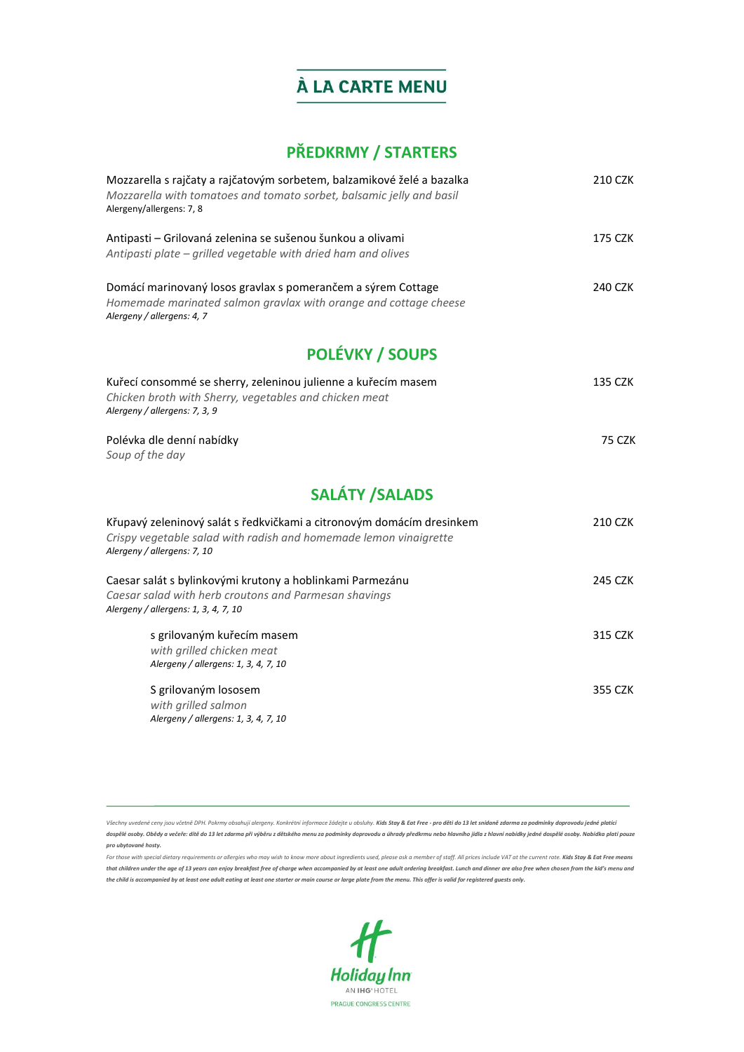# À LA CARTE MENU

## PŘEDKRMY / STARTERS

Mozzarella s rajčaty a rajčatovým sorbetem, balzamikové želé a bazalka — 210 CZK
*Mozzarella with tomatoes and tomato sorbet, balsamic jelly and basil*
Alergeny/allergens: 7, 8

Antipasti – Grilovaná zelenina se sušenou šunkou a olivami — 175 CZK
*Antipasti plate – grilled vegetable with dried ham and olives*

Domácí marinovaný losos gravlax s pomerančem a sýrem Cottage — 240 CZK
*Homemade marinated salmon gravlax with orange and cottage cheese*
*Alergeny / allergens: 4, 7*

## POLÉVKY / SOUPS

Kuřecí consommé se sherry, zeleninou julienne a kuřecím masem — 135 CZK
*Chicken broth with Sherry, vegetables and chicken meat*
*Alergeny / allergens: 7, 3, 9*

Polévka dle denní nabídky — 75 CZK
*Soup of the day*

## SALÁTY /SALADS

Křupavý zeleninový salát s ředkvičkami a citronovým domácím dresinkem — 210 CZK
*Crispy vegetable salad with radish and homemade lemon vinaigrette*
*Alergeny / allergens: 7, 10*

Caesar salát s bylinkovými krutony a hoblinkami Parmezánu — 245 CZK
*Caesar salad with herb croutons and Parmesan shavings*
*Alergeny / allergens: 1, 3, 4, 7, 10*

- s grilovaným kuřecím masem — 315 CZK
  *with grilled chicken meat*
  *Alergeny / allergens: 1, 3, 4, 7, 10*

- S grilovaným lososem — 355 CZK
  *with grilled salmon*
  *Alergeny / allergens: 1, 3, 4, 7, 10*

---

*Všechny uvedené ceny jsou včetně DPH. Pokrmy obsahují alergeny. Konkrétní informace žádejte u obsluhy.* ***Kids Stay & Eat Free - pro děti do 13 let snídaně zdarma za podmínky doprovodu jedné platící dospělé osoby. Obědy a večeře: dítě do 13 let zdarma při výběru z dětského menu za podmínky doprovodu a úhrady předkrmu nebo hlavního jídla z hlavní nabídky jedné dospělé osoby. Nabídka platí pouze pro ubytované hosty.***

*For those with special dietary requirements or allergies who may wish to know more about ingredients used, please ask a member of staff. All prices include VAT at the current rate.* ***Kids Stay & Eat Free means that children under the age of 13 years can enjoy breakfast free of charge when accompanied by at least one adult ordering breakfast. Lunch and dinner are also free when chosen from the kid's menu and the child is accompanied by at least one adult eating at least one starter or main course or large plate from the menu. This offer is valid for registered guests only.***

Holiday Inn
AN IHG HOTEL
PRAGUE CONGRESS CENTRE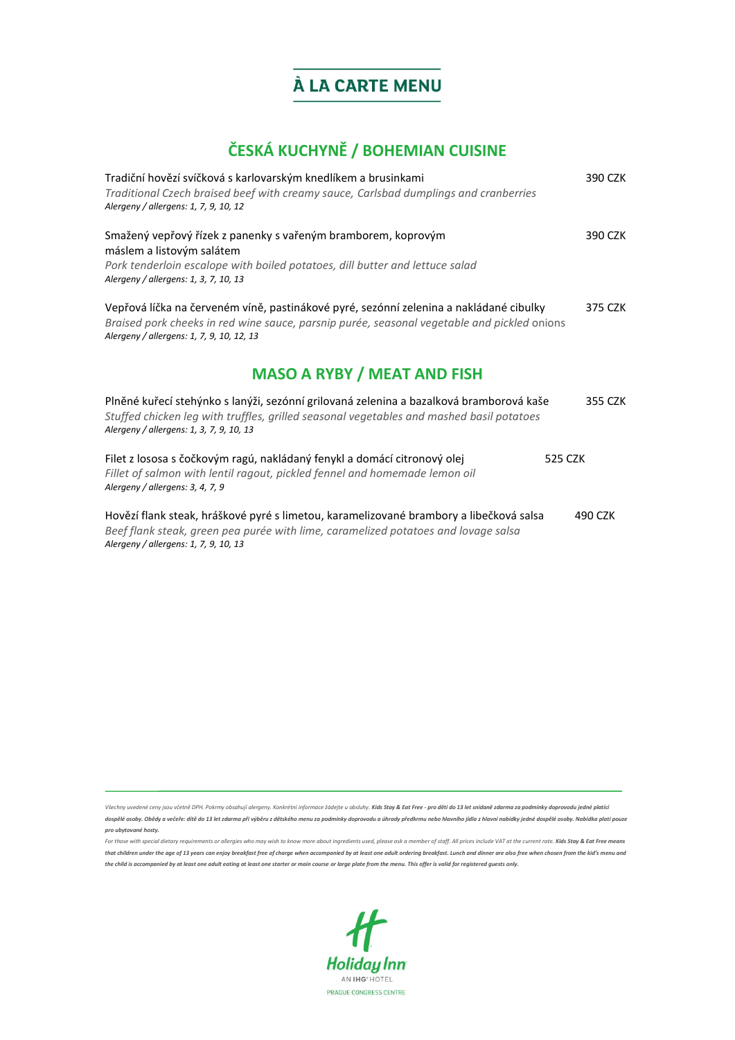# À LA CARTE MENU

## ČESKÁ KUCHYNĚ / BOHEMIAN CUISINE

Tradiční hovězí svíčková s karlovarským knedlíkem a brusinkami 390 CZK
*Traditional Czech braised beef with creamy sauce, Carlsbad dumplings and cranberries*
*Alergeny / allergens: 1, 7, 9, 10, 12*

Smažený vepřový řízek z panenky s vařeným bramborem, koprovým máslem a listovým salátem 390 CZK
*Pork tenderloin escalope with boiled potatoes, dill butter and lettuce salad*
*Alergeny / allergens: 1, 3, 7, 10, 13*

Vepřová líčka na červeném víně, pastinákové pyré, sezónní zelenina a nakládané cibulky 375 CZK
*Braised pork cheeks in red wine sauce, parsnip purée, seasonal vegetable and pickled* onions
*Alergeny / allergens: 1, 7, 9, 10, 12, 13*

## MASO A RYBY / MEAT AND FISH

Plněné kuřecí stehýnko s lanýži, sezónní grilovaná zelenina a bazalková bramborová kaše 355 CZK
*Stuffed chicken leg with truffles, grilled seasonal vegetables and mashed basil potatoes*
*Alergeny / allergens: 1, 3, 7, 9, 10, 13*

Filet z lososa s čočkovým ragú, nakládaný fenykl a domácí citronový olej 525 CZK
*Fillet of salmon with lentil ragout, pickled fennel and homemade lemon oil*
*Alergeny / allergens: 3, 4, 7, 9*

Hovězí flank steak, hráškové pyré s limetou, karamelizované brambory a libečková salsa 490 CZK
*Beef flank steak, green pea purée with lime, caramelized potatoes and lovage salsa*
*Alergeny / allergens: 1, 7, 9, 10, 13*

---

*Všechny uvedené ceny jsou včetně DPH. Pokrmy obsahují alergeny. Konkrétní informace žádejte u obsluhy.* ***Kids Stay & Eat Free - pro děti do 13 let snídaně zdarma za podmínky doprovodu jedné platící dospělé osoby. Obědy a večeře: dítě do 13 let zdarma při výběru z dětského menu za podmínky doprovodu a úhrady předkrmu nebo hlavního jídla z hlavní nabídky jedné dospělé osoby. Nabídka platí pouze pro ubytované hosty.***

*For those with special dietary requirements or allergies who may wish to know more about ingredients used, please ask a member of staff. All prices include VAT at the current rate.* ***Kids Stay & Eat Free means that children under the age of 13 years can enjoy breakfast free of charge when accompanied by at least one adult ordering breakfast. Lunch and dinner are also free when chosen from the kid's menu and the child is accompanied by at least one adult eating at least one starter or main course or large plate from the menu. This offer is valid for registered guests only.***

Holiday Inn
AN IHG HOTEL
PRAGUE CONGRESS CENTRE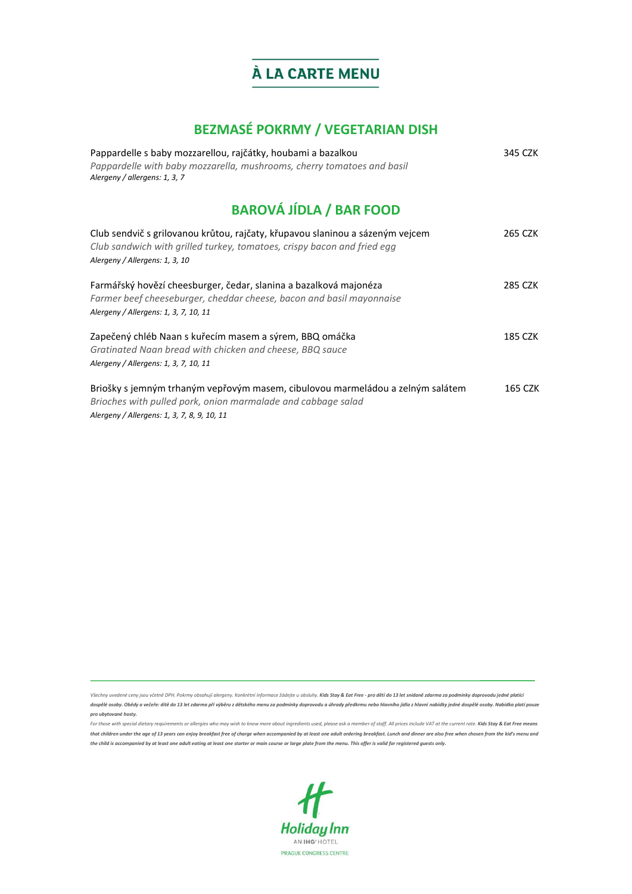# À LA CARTE MENU

## BEZMASÉ POKRMY / VEGETARIAN DISH

Pappardelle s baby mozzarellou, rajčátky, houbami a bazalkou — 345 CZK
*Pappardelle with baby mozzarella, mushrooms, cherry tomatoes and basil*
*Alergeny / allergens: 1, 3, 7*

## BAROVÁ JÍDLA / BAR FOOD

Club sendvič s grilovanou krůtou, rajčaty, křupavou slaninou a sázeným vejcem — 265 CZK
*Club sandwich with grilled turkey, tomatoes, crispy bacon and fried egg*
*Alergeny / Allergens: 1, 3, 10*

Farmářský hovězí cheesburger, čedar, slanina a bazalková majonéza — 285 CZK
*Farmer beef cheeseburger, cheddar cheese, bacon and basil mayonnaise*
*Alergeny / Allergens: 1, 3, 7, 10, 11*

Zapečený chléb Naan s kuřecím masem a sýrem, BBQ omáčka — 185 CZK
*Gratinated Naan bread with chicken and cheese, BBQ sauce*
*Alergeny / Allergens: 1, 3, 7, 10, 11*

Briošky s jemným trhaným vepřovým masem, cibulovou marmeládou a zelným salátem — 165 CZK
*Brioches with pulled pork, onion marmalade and cabbage salad*
*Alergeny / Allergens: 1, 3, 7, 8, 9, 10, 11*

---

*Všechny uvedené ceny jsou včetně DPH. Pokrmy obsahují alergeny. Konkrétní informace žádejte u obsluhy.* ***Kids Stay & Eat Free - pro děti do 13 let snídaně zdarma za podmínky doprovodu jedné platící dospělé osoby. Obědy a večeře: dítě do 13 let zdarma při výběru z dětského menu za podmínky doprovodu a úhrady předkrmu nebo hlavního jídla z hlavní nabídky jedné dospělé osoby. Nabídka platí pouze pro ubytované hosty.***

*For those with special dietary requirements or allergies who may wish to know more about ingredients used, please ask a member of staff. All prices include VAT at the current rate.* ***Kids Stay & Eat Free means that children under the age of 13 years can enjoy breakfast free of charge when accompanied by at least one adult ordering breakfast. Lunch and dinner are also free when chosen from the kid's menu and the child is accompanied by at least one adult eating at least one starter or main course or large plate from the menu. This offer is valid for registered guests only.***

Holiday Inn
AN IHG HOTEL
PRAGUE CONGRESS CENTRE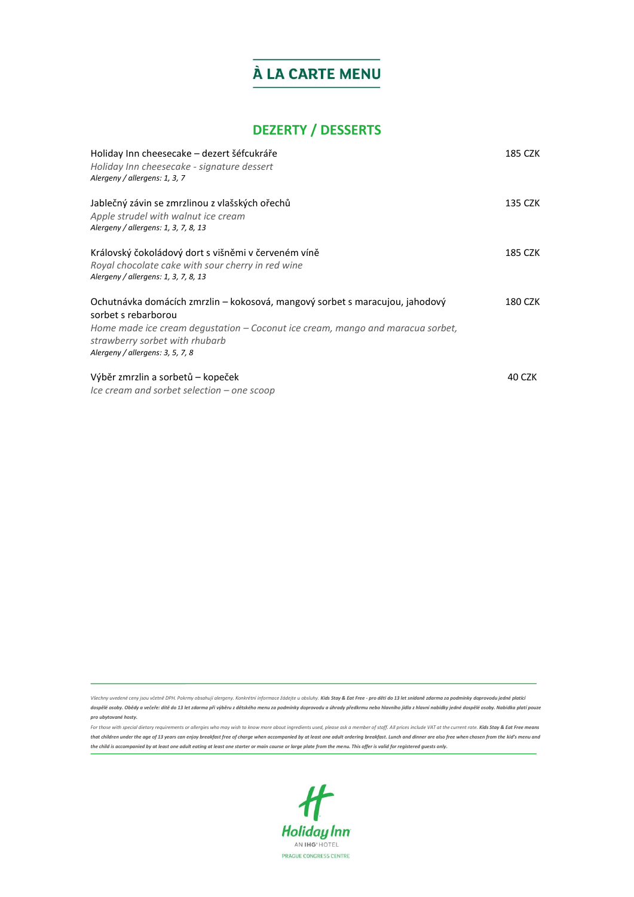# À LA CARTE MENU

## DEZERTY / DESSERTS

Holiday Inn cheesecake – dezert šéfcukráře — 185 CZK
*Holiday Inn cheesecake - signature dessert*
*Alergeny / allergens: 1, 3, 7*

Jablečný závin se zmrzlinou z vlašských ořechů — 135 CZK
*Apple strudel with walnut ice cream*
*Alergeny / allergens: 1, 3, 7, 8, 13*

Královský čokoládový dort s višněmi v červeném víně — 185 CZK
*Royal chocolate cake with sour cherry in red wine*
*Alergeny / allergens: 1, 3, 7, 8, 13*

Ochutnávka domácích zmrzlin – kokosová, mangový sorbet s maracujou, jahodový sorbet s rebarborou — 180 CZK
*Home made ice cream degustation – Coconut ice cream, mango and maracua sorbet, strawberry sorbet with rhubarb*
*Alergeny / allergens: 3, 5, 7, 8*

Výběr zmrzlin a sorbetů – kopeček — 40 CZK
*Ice cream and sorbet selection – one scoop*

*Všechny uvedené ceny jsou včetně DPH. Pokrmy obsahují alergeny. Konkrétní informace žádejte u obsluhy.* ***Kids Stay & Eat Free - pro děti do 13 let snídaně zdarma za podmínky doprovodu jedné platící dospělé osoby. Obědy a večeře: dítě do 13 let zdarma při výběru z dětského menu za podmínky doprovodu a úhrady předkrmu nebo hlavního jídla z hlavní nabídky jedné dospělé osoby. Nabídka platí pouze pro ubytované hosty.***

*For those with special dietary requirements or allergies who may wish to know more about ingredients used, please ask a member of staff. All prices include VAT at the current rate.* ***Kids Stay & Eat Free means that children under the age of 13 years can enjoy breakfast free of charge when accompanied by at least one adult ordering breakfast. Lunch and dinner are also free when chosen from the kid's menu and the child is accompanied by at least one adult eating at least one starter or main course or large plate from the menu. This offer is valid for registered guests only.***

Holiday Inn
AN IHG® HOTEL
PRAGUE CONGRESS CENTRE